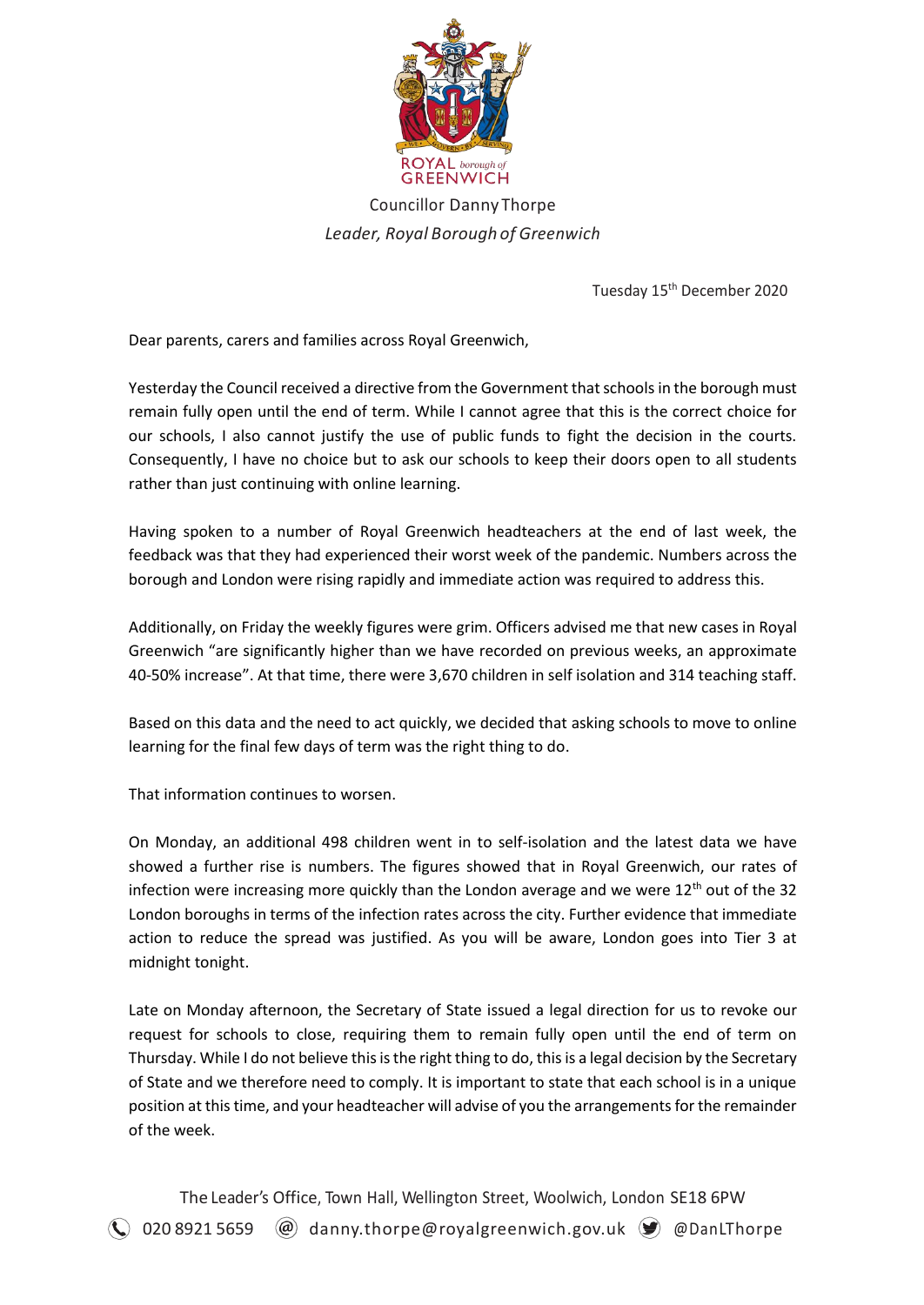ROYAL borough of GREENWICH

Councillor Danny Thorpe
*Leader, Royal Borough of Greenwich*

Tuesday 15th December 2020

Dear parents, carers and families across Royal Greenwich,

Yesterday the Council received a directive from the Government that schools in the borough must remain fully open until the end of term. While I cannot agree that this is the correct choice for our schools, I also cannot justify the use of public funds to fight the decision in the courts. Consequently, I have no choice but to ask our schools to keep their doors open to all students rather than just continuing with online learning.

Having spoken to a number of Royal Greenwich headteachers at the end of last week, the feedback was that they had experienced their worst week of the pandemic. Numbers across the borough and London were rising rapidly and immediate action was required to address this.

Additionally, on Friday the weekly figures were grim. Officers advised me that new cases in Royal Greenwich "are significantly higher than we have recorded on previous weeks, an approximate 40-50% increase". At that time, there were 3,670 children in self isolation and 314 teaching staff.

Based on this data and the need to act quickly, we decided that asking schools to move to online learning for the final few days of term was the right thing to do.

That information continues to worsen.

On Monday, an additional 498 children went in to self-isolation and the latest data we have showed a further rise is numbers. The figures showed that in Royal Greenwich, our rates of infection were increasing more quickly than the London average and we were 12th out of the 32 London boroughs in terms of the infection rates across the city. Further evidence that immediate action to reduce the spread was justified. As you will be aware, London goes into Tier 3 at midnight tonight.

Late on Monday afternoon, the Secretary of State issued a legal direction for us to revoke our request for schools to close, requiring them to remain fully open until the end of term on Thursday. While I do not believe this is the right thing to do, this is a legal decision by the Secretary of State and we therefore need to comply. It is important to state that each school is in a unique position at this time, and your headteacher will advise of you the arrangements for the remainder of the week.

The Leader's Office, Town Hall, Wellington Street, Woolwich, London SE18 6PW

020 8921 5659 danny.thorpe@royalgreenwich.gov.uk @DanLThorpe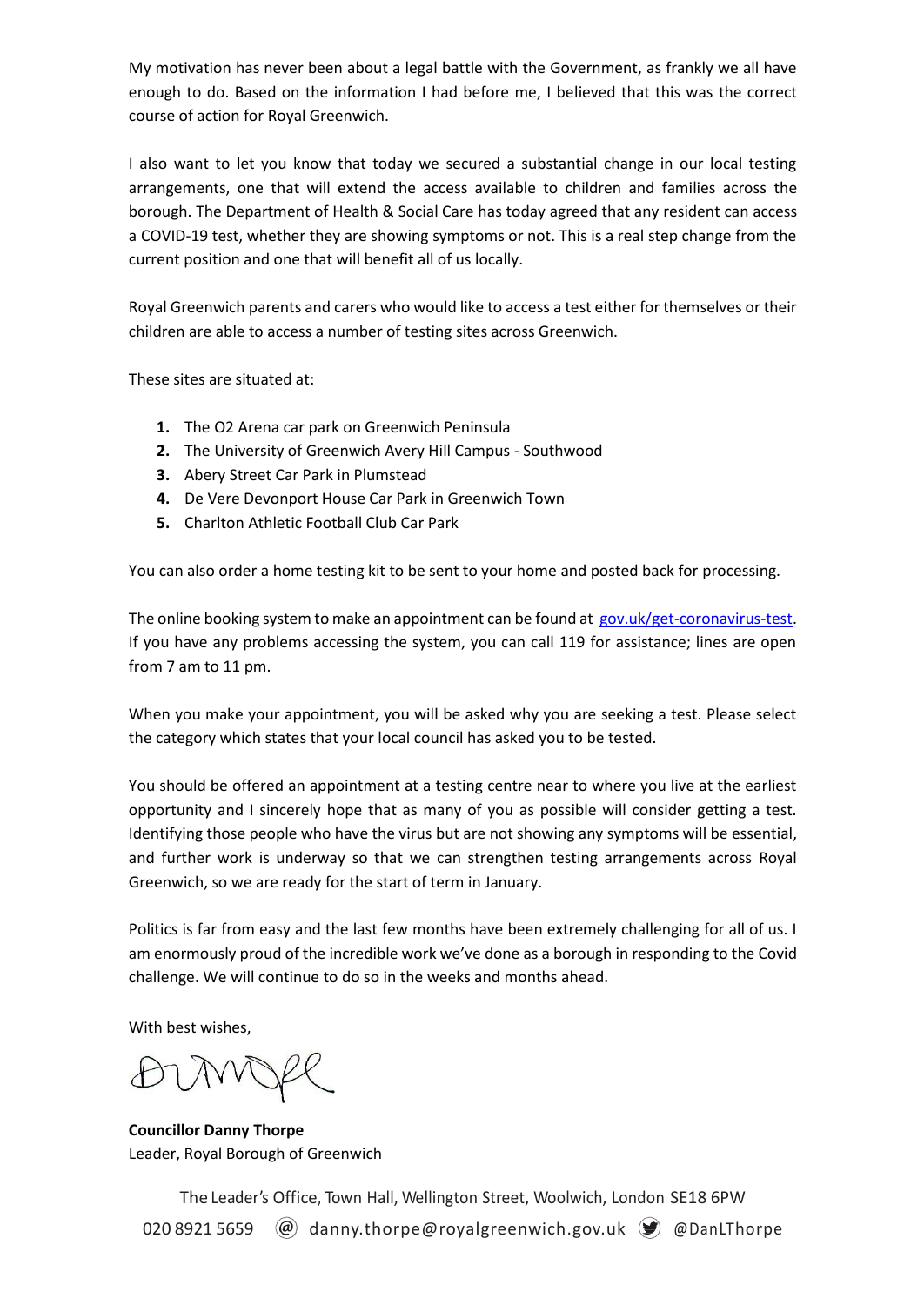My motivation has never been about a legal battle with the Government, as frankly we all have enough to do. Based on the information I had before me, I believed that this was the correct course of action for Royal Greenwich.

I also want to let you know that today we secured a substantial change in our local testing arrangements, one that will extend the access available to children and families across the borough. The Department of Health & Social Care has today agreed that any resident can access a COVID-19 test, whether they are showing symptoms or not. This is a real step change from the current position and one that will benefit all of us locally.

Royal Greenwich parents and carers who would like to access a test either for themselves or their children are able to access a number of testing sites across Greenwich.

These sites are situated at:

1. The O2 Arena car park on Greenwich Peninsula
2. The University of Greenwich Avery Hill Campus - Southwood
3. Abery Street Car Park in Plumstead
4. De Vere Devonport House Car Park in Greenwich Town
5. Charlton Athletic Football Club Car Park

You can also order a home testing kit to be sent to your home and posted back for processing.

The online booking system to make an appointment can be found at [gov.uk/get-coronavirus-test](gov.uk/get-coronavirus-test). If you have any problems accessing the system, you can call 119 for assistance; lines are open from 7 am to 11 pm.

When you make your appointment, you will be asked why you are seeking a test. Please select the category which states that your local council has asked you to be tested.

You should be offered an appointment at a testing centre near to where you live at the earliest opportunity and I sincerely hope that as many of you as possible will consider getting a test. Identifying those people who have the virus but are not showing any symptoms will be essential, and further work is underway so that we can strengthen testing arrangements across Royal Greenwich, so we are ready for the start of term in January.

Politics is far from easy and the last few months have been extremely challenging for all of us. I am enormously proud of the incredible work we've done as a borough in responding to the Covid challenge. We will continue to do so in the weeks and months ahead.

With best wishes,

**Councillor Danny Thorpe**
Leader, Royal Borough of Greenwich

The Leader's Office, Town Hall, Wellington Street, Woolwich, London SE18 6PW
020 8921 5659 danny.thorpe@royalgreenwich.gov.uk @DanLThorpe